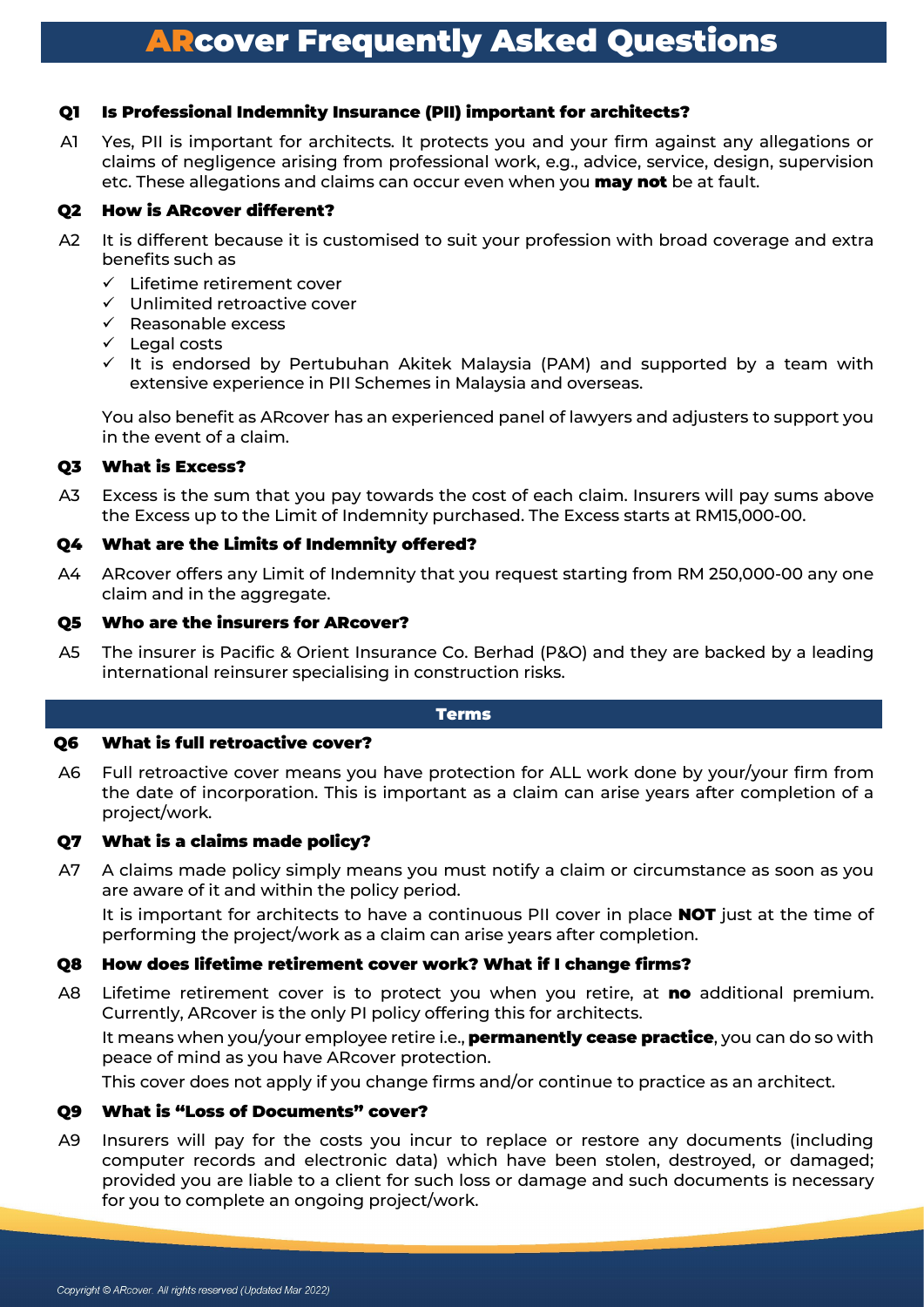# ARcover Frequently Asked Questions

**Q1 Is Professional Indemnity Insurance (PII) important for architects?**

A1 Yes, PII is important for architects. It protects you and your firm against any allegations or claims of negligence arising from professional work, e.g., advice, service, design, supervision etc. These allegations and claims can occur even when you **may not** be at fault.

**Q2 How is ARcover different?**

A2 It is different because it is customised to suit your profession with broad coverage and extra benefits such as

- ✓ Lifetime retirement cover
- ✓ Unlimited retroactive cover
- ✓ Reasonable excess
- ✓ Legal costs
- ✓ It is endorsed by Pertubuhan Akitek Malaysia (PAM) and supported by a team with extensive experience in PII Schemes in Malaysia and overseas.

You also benefit as ARcover has an experienced panel of lawyers and adjusters to support you in the event of a claim.

**Q3 What is Excess?**

A3 Excess is the sum that you pay towards the cost of each claim. Insurers will pay sums above the Excess up to the Limit of Indemnity purchased. The Excess starts at RM15,000-00.

**Q4 What are the Limits of Indemnity offered?**

A4 ARcover offers any Limit of Indemnity that you request starting from RM 250,000-00 any one claim and in the aggregate.

**Q5 Who are the insurers for ARcover?**

A5 The insurer is Pacific & Orient Insurance Co. Berhad (P&O) and they are backed by a leading international reinsurer specialising in construction risks.

## Terms

**Q6 What is full retroactive cover?**

A6 Full retroactive cover means you have protection for ALL work done by your/your firm from the date of incorporation. This is important as a claim can arise years after completion of a project/work.

**Q7 What is a claims made policy?**

A7 A claims made policy simply means you must notify a claim or circumstance as soon as you are aware of it and within the policy period.

It is important for architects to have a continuous PII cover in place **NOT** just at the time of performing the project/work as a claim can arise years after completion.

**Q8 How does lifetime retirement cover work? What if I change firms?**

A8 Lifetime retirement cover is to protect you when you retire, at **no** additional premium. Currently, ARcover is the only PI policy offering this for architects.

It means when you/your employee retire i.e., **permanently cease practice**, you can do so with peace of mind as you have ARcover protection.

This cover does not apply if you change firms and/or continue to practice as an architect.

**Q9 What is "Loss of Documents" cover?**

A9 Insurers will pay for the costs you incur to replace or restore any documents (including computer records and electronic data) which have been stolen, destroyed, or damaged; provided you are liable to a client for such loss or damage and such documents is necessary for you to complete an ongoing project/work.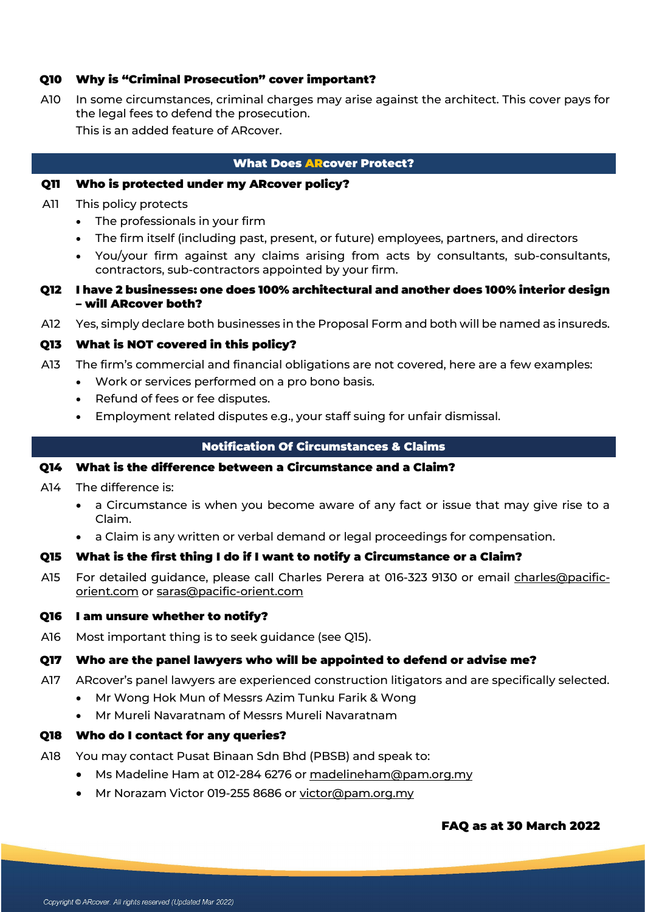**Q10 Why is "Criminal Prosecution" cover important?**

A10 In some circumstances, criminal charges may arise against the architect. This cover pays for the legal fees to defend the prosecution.

This is an added feature of ARcover.

## What Does ARcover Protect?

**Q11 Who is protected under my ARcover policy?**

A11 This policy protects

- The professionals in your firm
- The firm itself (including past, present, or future) employees, partners, and directors
- You/your firm against any claims arising from acts by consultants, sub-consultants, contractors, sub-contractors appointed by your firm.

**Q12 I have 2 businesses: one does 100% architectural and another does 100% interior design – will ARcover both?**

A12 Yes, simply declare both businesses in the Proposal Form and both will be named as insureds.

**Q13 What is NOT covered in this policy?**

A13 The firm's commercial and financial obligations are not covered, here are a few examples:

- Work or services performed on a pro bono basis.
- Refund of fees or fee disputes.
- Employment related disputes e.g., your staff suing for unfair dismissal.

## Notification Of Circumstances & Claims

**Q14 What is the difference between a Circumstance and a Claim?**

A14 The difference is:

- a Circumstance is when you become aware of any fact or issue that may give rise to a Claim.
- a Claim is any written or verbal demand or legal proceedings for compensation.

**Q15 What is the first thing I do if I want to notify a Circumstance or a Claim?**

A15 For detailed guidance, please call Charles Perera at 016-323 9130 or email charles@pacific-orient.com or saras@pacific-orient.com

**Q16 I am unsure whether to notify?**

A16 Most important thing is to seek guidance (see Q15).

**Q17 Who are the panel lawyers who will be appointed to defend or advise me?**

A17 ARcover's panel lawyers are experienced construction litigators and are specifically selected.

- Mr Wong Hok Mun of Messrs Azim Tunku Farik & Wong
- Mr Mureli Navaratnam of Messrs Mureli Navaratnam

**Q18 Who do I contact for any queries?**

A18 You may contact Pusat Binaan Sdn Bhd (PBSB) and speak to:

- Ms Madeline Ham at 012-284 6276 or madelineham@pam.org.my
- Mr Norazam Victor 019-255 8686 or victor@pam.org.my

**FAQ as at 30 March 2022**

*Copyright © ARcover. All rights reserved (Updated Mar 2022)*